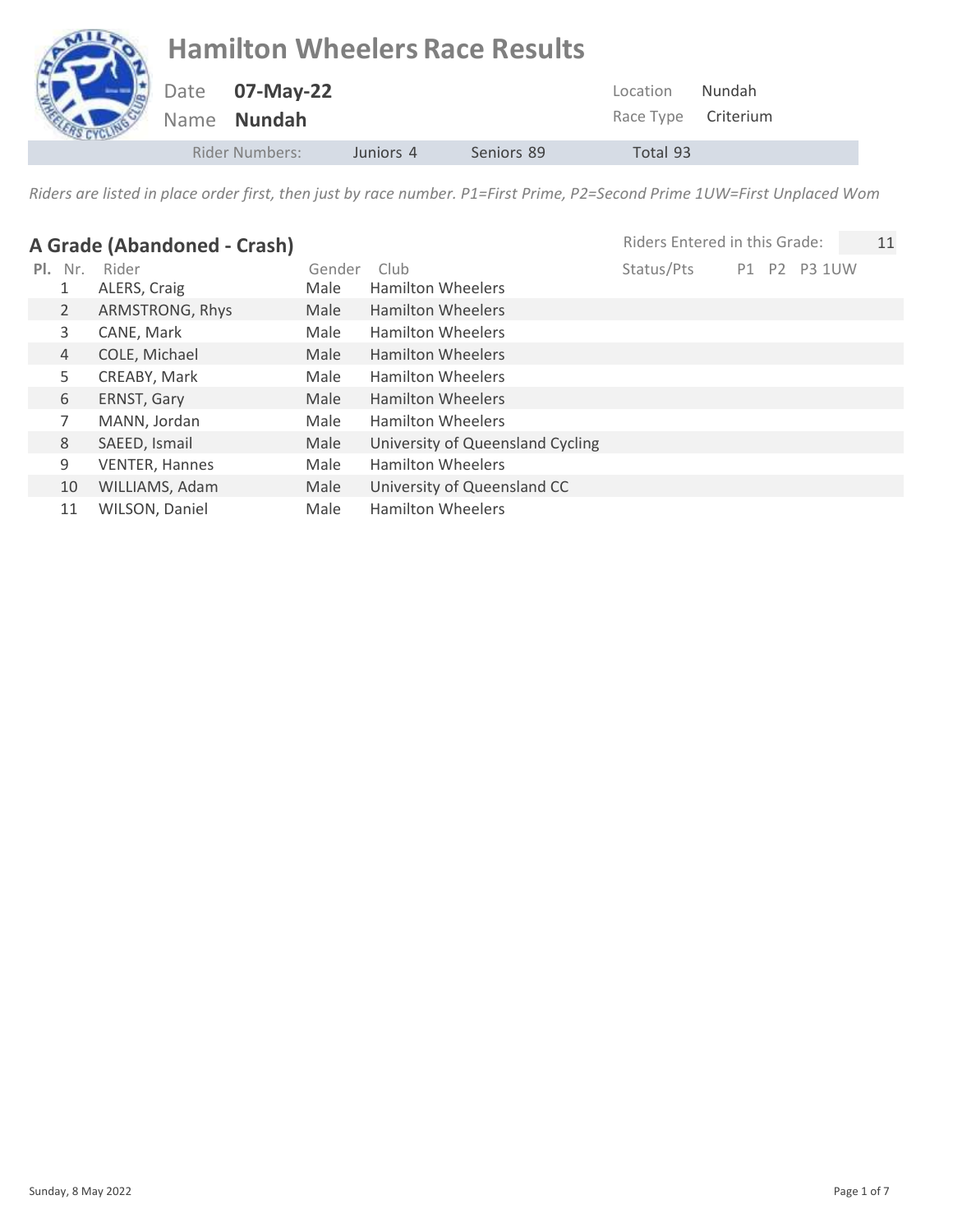# Hamilton Wheelers Race Results

| Date | 07-May-22 | Location | Nundah |
|---|---|---|---|
| Name | **Nundah** | Race Type | Criterium |

| Rider Numbers: | Juniors 4 | Seniors 89 | Total 93 |
|---|---|---|---|

*Riders are listed in place order first, then just by race number. P1=First Prime, P2=Second Prime 1UW=First Unplaced Wom*

## A Grade (Abandoned - Crash)

Riders Entered in this Grade: 11

| Pl. | Nr. | Rider | Gender | Club | Status/Pts | P1 | P2 | P3 | 1UW |
|---|---|---|---|---|---|---|---|---|---|
| | 1 | ALERS, Craig | Male | Hamilton Wheelers | | | | | |
| | 2 | ARMSTRONG, Rhys | Male | Hamilton Wheelers | | | | | |
| | 3 | CANE, Mark | Male | Hamilton Wheelers | | | | | |
| | 4 | COLE, Michael | Male | Hamilton Wheelers | | | | | |
| | 5 | CREABY, Mark | Male | Hamilton Wheelers | | | | | |
| | 6 | ERNST, Gary | Male | Hamilton Wheelers | | | | | |
| | 7 | MANN, Jordan | Male | Hamilton Wheelers | | | | | |
| | 8 | SAEED, Ismail | Male | University of Queensland Cycling | | | | | |
| | 9 | VENTER, Hannes | Male | Hamilton Wheelers | | | | | |
| | 10 | WILLIAMS, Adam | Male | University of Queensland CC | | | | | |
| | 11 | WILSON, Daniel | Male | Hamilton Wheelers | | | | | |

Sunday, 8 May 2022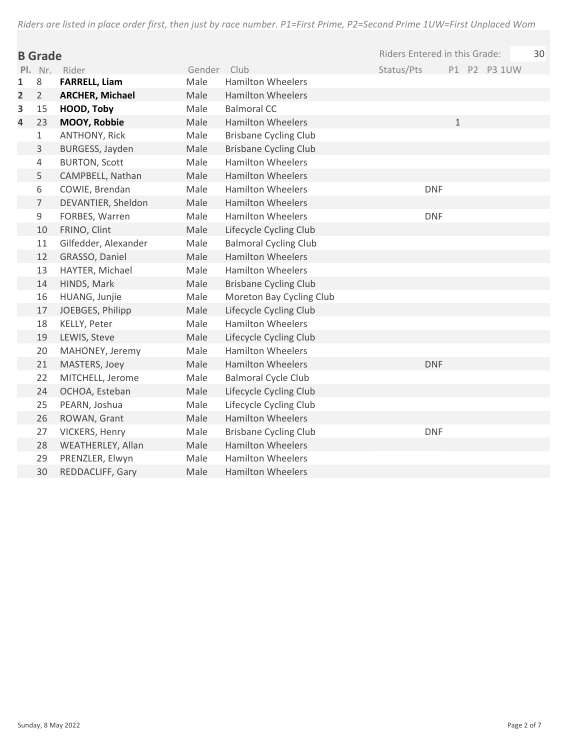*Riders are listed in place order first, then just by race number. P1=First Prime, P2=Second Prime 1UW=First Unplaced Wom*

## B Grade

Riders Entered in this Grade: 30

| Pl. | Nr. | Rider | Gender | Club | Status/Pts | P1 | P2 | P3 | 1UW |
|---|---|---|---|---|---|---|---|---|---|
| 1 | 8 | **FARRELL, Liam** | Male | Hamilton Wheelers | | | | | |
| 2 | 2 | **ARCHER, Michael** | Male | Hamilton Wheelers | | | | | |
| 3 | 15 | **HOOD, Toby** | Male | Balmoral CC | | | | | |
| 4 | 23 | **MOOY, Robbie** | Male | Hamilton Wheelers | | 1 | | | |
| | 1 | ANTHONY, Rick | Male | Brisbane Cycling Club | | | | | |
| | 3 | BURGESS, Jayden | Male | Brisbane Cycling Club | | | | | |
| | 4 | BURTON, Scott | Male | Hamilton Wheelers | | | | | |
| | 5 | CAMPBELL, Nathan | Male | Hamilton Wheelers | | | | | |
| | 6 | COWIE, Brendan | Male | Hamilton Wheelers | DNF | | | | |
| | 7 | DEVANTIER, Sheldon | Male | Hamilton Wheelers | | | | | |
| | 9 | FORBES, Warren | Male | Hamilton Wheelers | DNF | | | | |
| | 10 | FRINO, Clint | Male | Lifecycle Cycling Club | | | | | |
| | 11 | Gilfedder, Alexander | Male | Balmoral Cycling Club | | | | | |
| | 12 | GRASSO, Daniel | Male | Hamilton Wheelers | | | | | |
| | 13 | HAYTER, Michael | Male | Hamilton Wheelers | | | | | |
| | 14 | HINDS, Mark | Male | Brisbane Cycling Club | | | | | |
| | 16 | HUANG, Junjie | Male | Moreton Bay Cycling Club | | | | | |
| | 17 | JOEBGES, Philipp | Male | Lifecycle Cycling Club | | | | | |
| | 18 | KELLY, Peter | Male | Hamilton Wheelers | | | | | |
| | 19 | LEWIS, Steve | Male | Lifecycle Cycling Club | | | | | |
| | 20 | MAHONEY, Jeremy | Male | Hamilton Wheelers | | | | | |
| | 21 | MASTERS, Joey | Male | Hamilton Wheelers | DNF | | | | |
| | 22 | MITCHELL, Jerome | Male | Balmoral Cycle Club | | | | | |
| | 24 | OCHOA, Esteban | Male | Lifecycle Cycling Club | | | | | |
| | 25 | PEARN, Joshua | Male | Lifecycle Cycling Club | | | | | |
| | 26 | ROWAN, Grant | Male | Hamilton Wheelers | | | | | |
| | 27 | VICKERS, Henry | Male | Brisbane Cycling Club | DNF | | | | |
| | 28 | WEATHERLEY, Allan | Male | Hamilton Wheelers | | | | | |
| | 29 | PRENZLER, Elwyn | Male | Hamilton Wheelers | | | | | |
| | 30 | REDDACLIFF, Gary | Male | Hamilton Wheelers | | | | | |

Sunday, 8 May 2022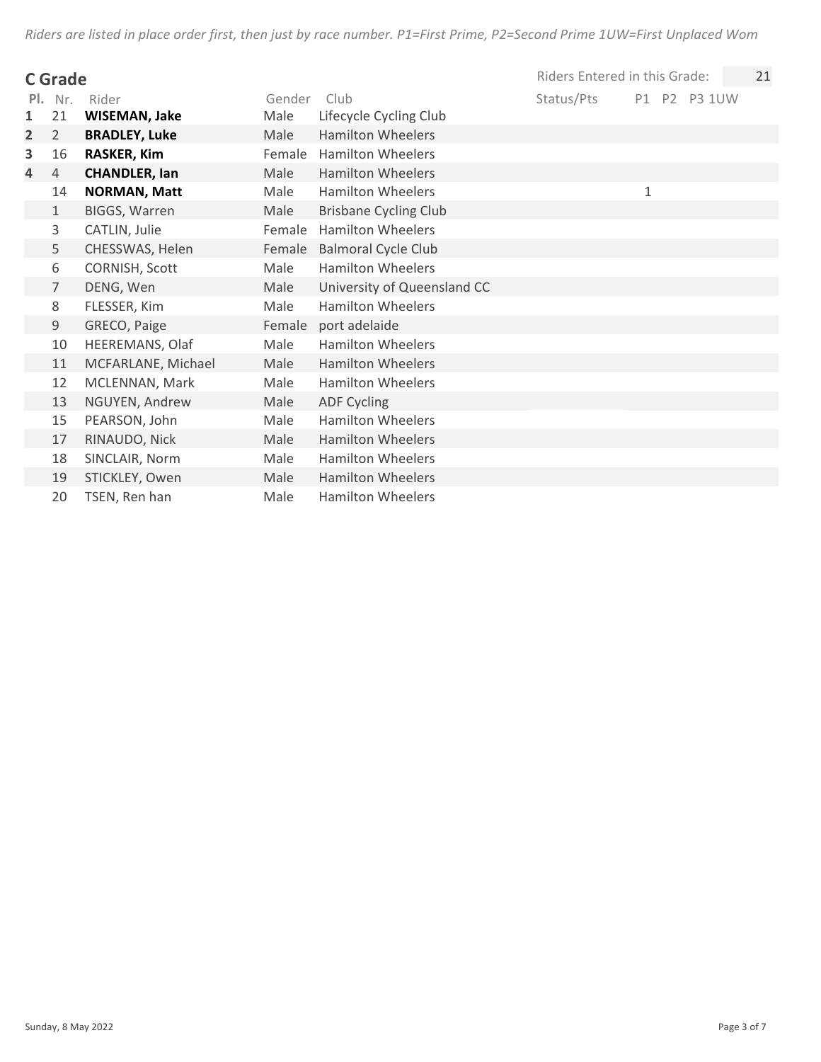*Riders are listed in place order first, then just by race number. P1=First Prime, P2=Second Prime 1UW=First Unplaced Wom*

## C Grade

Riders Entered in this Grade: 21

| Pl. | Nr. | Rider | Gender | Club | Status/Pts | P1 | P2 | P3 | 1UW |
|---|---|---|---|---|---|---|---|---|---|
| **1** | 21 | **WISEMAN, Jake** | Male | Lifecycle Cycling Club | | | | | |
| **2** | 2 | **BRADLEY, Luke** | Male | Hamilton Wheelers | | | | | |
| **3** | 16 | **RASKER, Kim** | Female | Hamilton Wheelers | | | | | |
| **4** | 4 | **CHANDLER, Ian** | Male | Hamilton Wheelers | | | | | |
| | 14 | **NORMAN, Matt** | Male | Hamilton Wheelers | | 1 | | | |
| | 1 | BIGGS, Warren | Male | Brisbane Cycling Club | | | | | |
| | 3 | CATLIN, Julie | Female | Hamilton Wheelers | | | | | |
| | 5 | CHESSWAS, Helen | Female | Balmoral Cycle Club | | | | | |
| | 6 | CORNISH, Scott | Male | Hamilton Wheelers | | | | | |
| | 7 | DENG, Wen | Male | University of Queensland CC | | | | | |
| | 8 | FLESSER, Kim | Male | Hamilton Wheelers | | | | | |
| | 9 | GRECO, Paige | Female | port adelaide | | | | | |
| | 10 | HEEREMANS, Olaf | Male | Hamilton Wheelers | | | | | |
| | 11 | MCFARLANE, Michael | Male | Hamilton Wheelers | | | | | |
| | 12 | MCLENNAN, Mark | Male | Hamilton Wheelers | | | | | |
| | 13 | NGUYEN, Andrew | Male | ADF Cycling | | | | | |
| | 15 | PEARSON, John | Male | Hamilton Wheelers | | | | | |
| | 17 | RINAUDO, Nick | Male | Hamilton Wheelers | | | | | |
| | 18 | SINCLAIR, Norm | Male | Hamilton Wheelers | | | | | |
| | 19 | STICKLEY, Owen | Male | Hamilton Wheelers | | | | | |
| | 20 | TSEN, Ren han | Male | Hamilton Wheelers | | | | | |

Sunday, 8 May 2022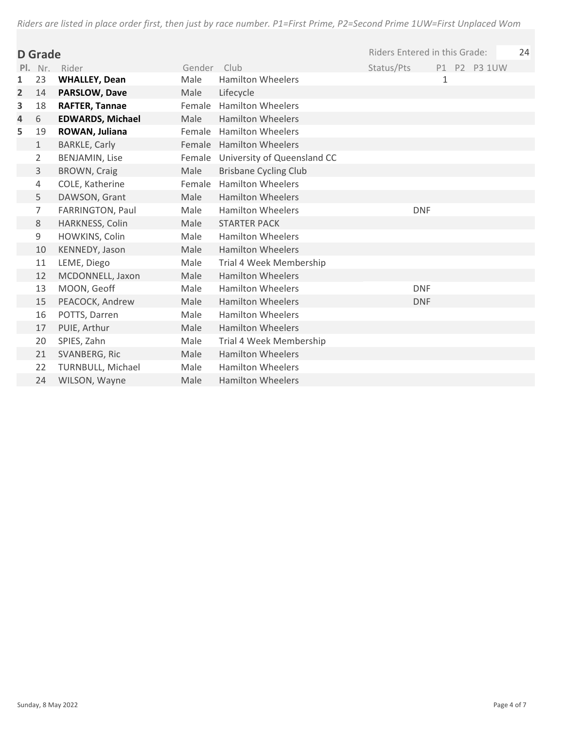*Riders are listed in place order first, then just by race number. P1=First Prime, P2=Second Prime 1UW=First Unplaced Wom*

## D Grade

Riders Entered in this Grade: 24

| Pl. | Nr. | Rider | Gender | Club | Status/Pts | P1 | P2 | P3 | 1UW |
|---|---|---|---|---|---|---|---|---|---|
| 1 | 23 | **WHALLEY, Dean** | Male | Hamilton Wheelers | | 1 | | | |
| 2 | 14 | **PARSLOW, Dave** | Male | Lifecycle | | | | | |
| 3 | 18 | **RAFTER, Tannae** | Female | Hamilton Wheelers | | | | | |
| 4 | 6 | **EDWARDS, Michael** | Male | Hamilton Wheelers | | | | | |
| 5 | 19 | **ROWAN, Juliana** | Female | Hamilton Wheelers | | | | | |
| | 1 | BARKLE, Carly | Female | Hamilton Wheelers | | | | | |
| | 2 | BENJAMIN, Lise | Female | University of Queensland CC | | | | | |
| | 3 | BROWN, Craig | Male | Brisbane Cycling Club | | | | | |
| | 4 | COLE, Katherine | Female | Hamilton Wheelers | | | | | |
| | 5 | DAWSON, Grant | Male | Hamilton Wheelers | | | | | |
| | 7 | FARRINGTON, Paul | Male | Hamilton Wheelers | DNF | | | | |
| | 8 | HARKNESS, Colin | Male | STARTER PACK | | | | | |
| | 9 | HOWKINS, Colin | Male | Hamilton Wheelers | | | | | |
| | 10 | KENNEDY, Jason | Male | Hamilton Wheelers | | | | | |
| | 11 | LEME, Diego | Male | Trial 4 Week Membership | | | | | |
| | 12 | MCDONNELL, Jaxon | Male | Hamilton Wheelers | | | | | |
| | 13 | MOON, Geoff | Male | Hamilton Wheelers | DNF | | | | |
| | 15 | PEACOCK, Andrew | Male | Hamilton Wheelers | DNF | | | | |
| | 16 | POTTS, Darren | Male | Hamilton Wheelers | | | | | |
| | 17 | PUIE, Arthur | Male | Hamilton Wheelers | | | | | |
| | 20 | SPIES, Zahn | Male | Trial 4 Week Membership | | | | | |
| | 21 | SVANBERG, Ric | Male | Hamilton Wheelers | | | | | |
| | 22 | TURNBULL, Michael | Male | Hamilton Wheelers | | | | | |
| | 24 | WILSON, Wayne | Male | Hamilton Wheelers | | | | | |

Sunday, 8 May 2022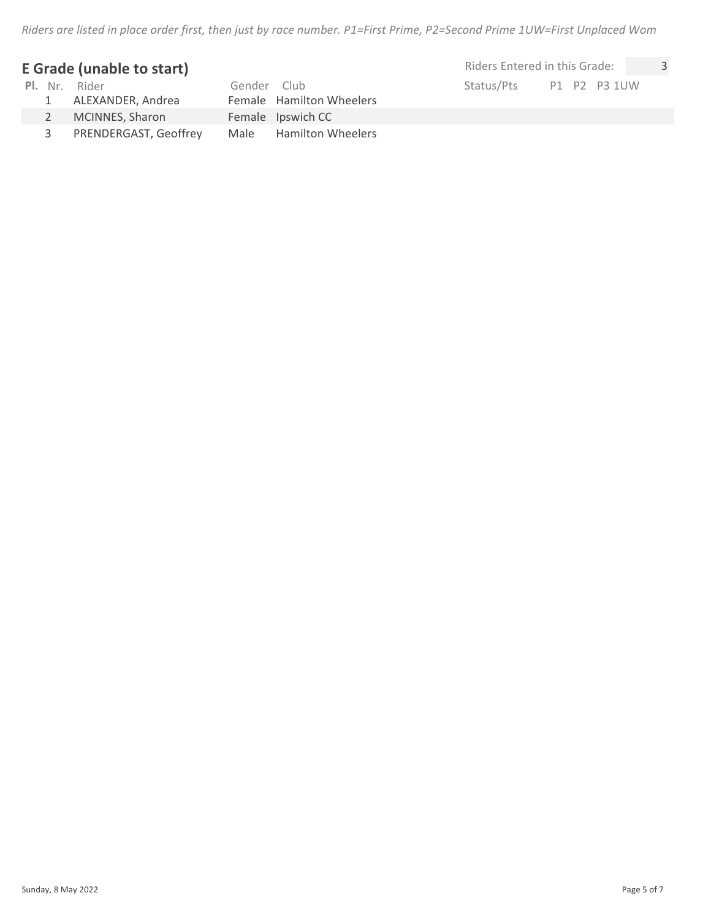*Riders are listed in place order first, then just by race number. P1=First Prime, P2=Second Prime 1UW=First Unplaced Wom*

## E Grade (unable to start)

Riders Entered in this Grade: 3

| Pl. | Nr. | Rider | Gender | Club | Status/Pts | P1 | P2 | P3 | 1UW |
|---|---|---|---|---|---|---|---|---|---|
| | 1 | ALEXANDER, Andrea | Female | Hamilton Wheelers | | | | | |
| | 2 | MCINNES, Sharon | Female | Ipswich CC | | | | | |
| | 3 | PRENDERGAST, Geoffrey | Male | Hamilton Wheelers | | | | | |

Sunday, 8 May 2022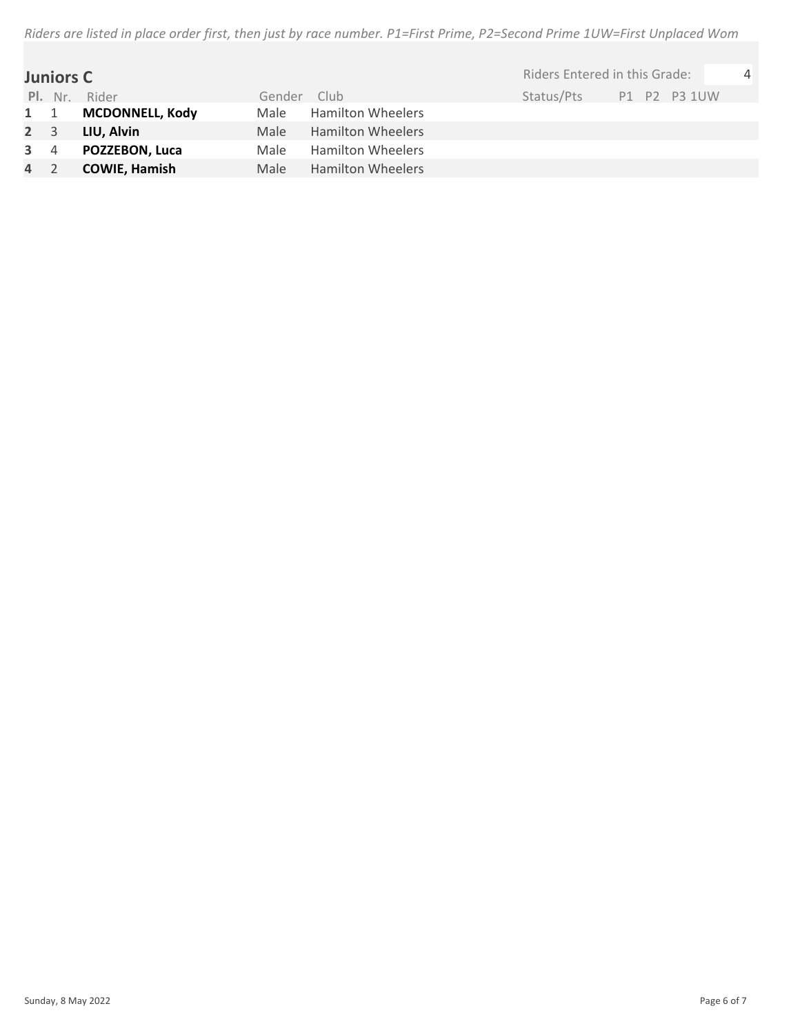*Riders are listed in place order first, then just by race number. P1=First Prime, P2=Second Prime 1UW=First Unplaced Wom*

## Juniors C

Riders Entered in this Grade: 4

| Pl. | Nr. | Rider | Gender | Club | Status/Pts | P1 | P2 | P3 | 1UW |
|---|---|---|---|---|---|---|---|---|---|
| 1 | 1 | **MCDONNELL, Kody** | Male | Hamilton Wheelers | | | | | |
| 2 | 3 | **LIU, Alvin** | Male | Hamilton Wheelers | | | | | |
| 3 | 4 | **POZZEBON, Luca** | Male | Hamilton Wheelers | | | | | |
| 4 | 2 | **COWIE, Hamish** | Male | Hamilton Wheelers | | | | | |

Sunday, 8 May 2022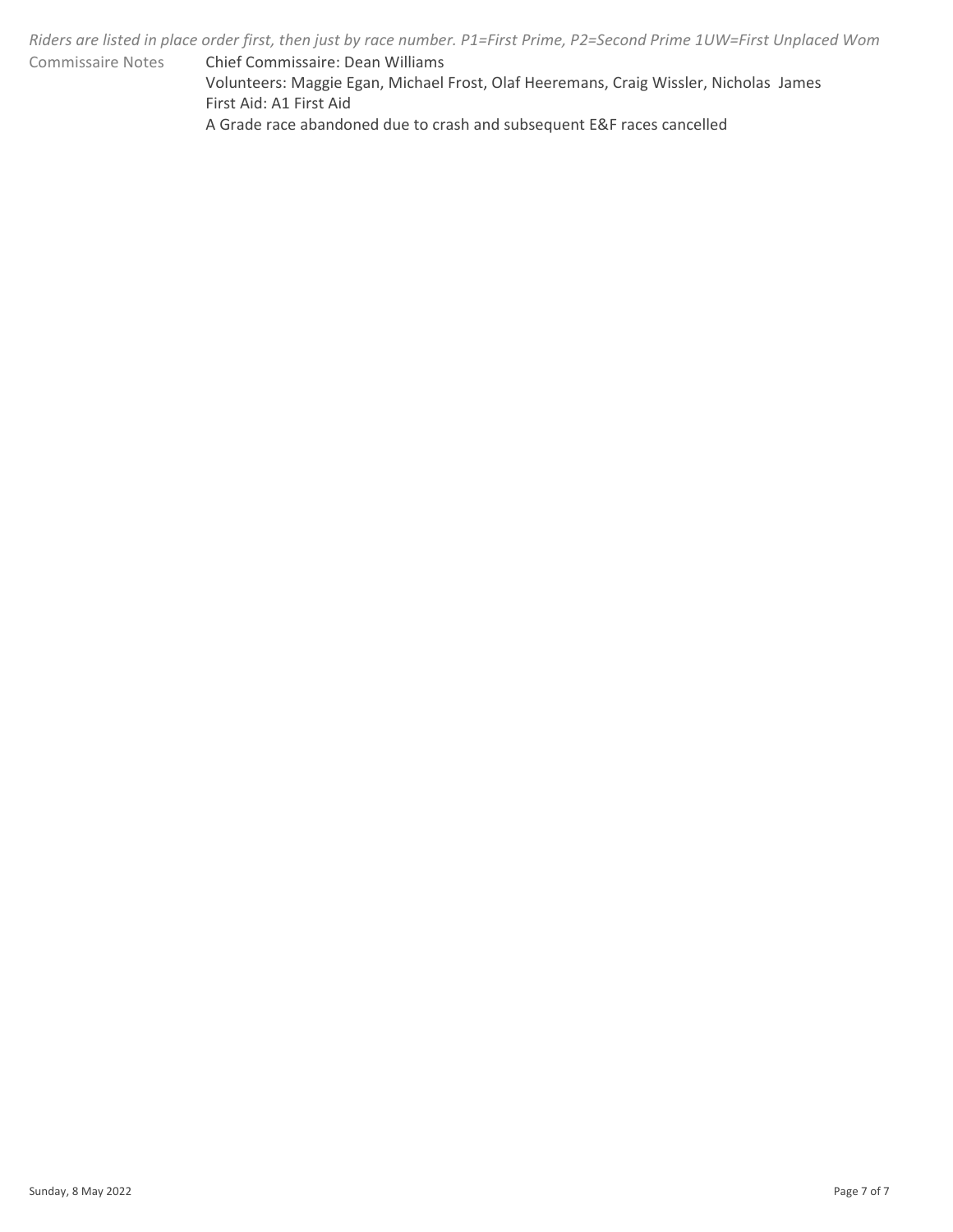*Riders are listed in place order first, then just by race number. P1=First Prime, P2=Second Prime 1UW=First Unplaced Wom*

| | |
|---|---|
| Commissaire Notes | Chief Commissaire: Dean Williams<br>Volunteers: Maggie Egan, Michael Frost, Olaf Heeremans, Craig Wissler, Nicholas James<br>First Aid: A1 First Aid<br>A Grade race abandoned due to crash and subsequent E&F races cancelled |